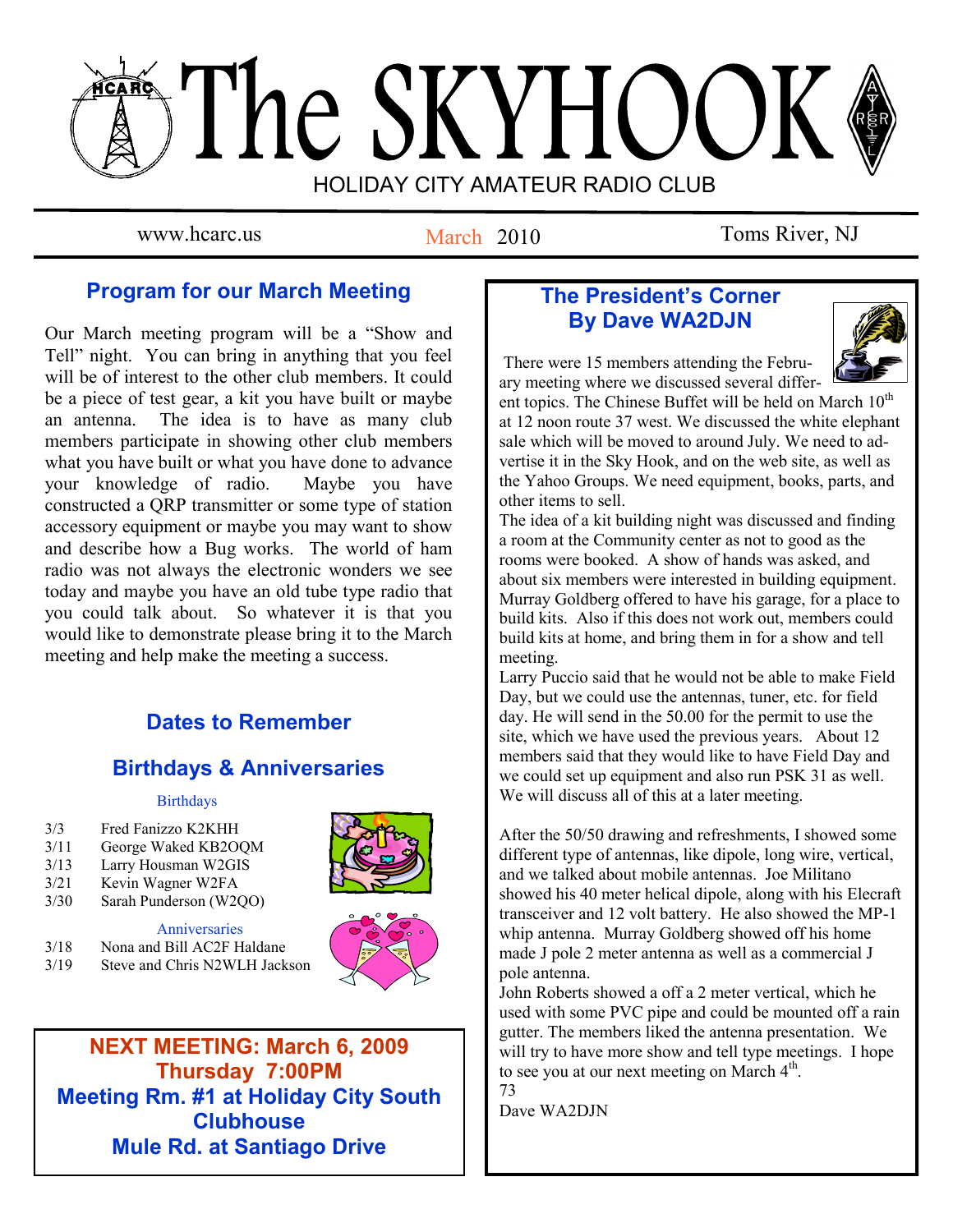# The SKYHOOK

HOLIDAY CITY AMATEUR RADIO CLUB

www.hcarc.us — March 2010 — Toms River, NJ

## Program for our March Meeting

Our March meeting program will be a "Show and Tell" night. You can bring in anything that you feel will be of interest to the other club members. It could be a piece of test gear, a kit you have built or maybe an antenna. The idea is to have as many club members participate in showing other club members what you have built or what you have done to advance your knowledge of radio. Maybe you have constructed a QRP transmitter or some type of station accessory equipment or maybe you may want to show and describe how a Bug works. The world of ham radio was not always the electronic wonders we see today and maybe you have an old tube type radio that you could talk about. So whatever it is that you would like to demonstrate please bring it to the March meeting and help make the meeting a success.

## Dates to Remember

## Birthdays & Anniversaries

Birthdays

- 3/3 Fred Fanizzo K2KHH
- 3/11 George Waked KB2OQM
- 3/13 Larry Housman W2GIS
- 3/21 Kevin Wagner W2FA
- 3/30 Sarah Punderson (W2QO)

Anniversaries

- 3/18 Nona and Bill AC2F Haldane
- 3/19 Steve and Chris N2WLH Jackson

**NEXT MEETING: March 6, 2009**
**Thursday 7:00PM**
**Meeting Rm. #1 at Holiday City South Clubhouse**
**Mule Rd. at Santiago Drive**

## The President's Corner
## By Dave WA2DJN

There were 15 members attending the February meeting where we discussed several different topics. The Chinese Buffet will be held on March 10th at 12 noon route 37 west. We discussed the white elephant sale which will be moved to around July. We need to advertise it in the Sky Hook, and on the web site, as well as the Yahoo Groups. We need equipment, books, parts, and other items to sell.

The idea of a kit building night was discussed and finding a room at the Community center as not to good as the rooms were booked. A show of hands was asked, and about six members were interested in building equipment. Murray Goldberg offered to have his garage, for a place to build kits. Also if this does not work out, members could build kits at home, and bring them in for a show and tell meeting.

Larry Puccio said that he would not be able to make Field Day, but we could use the antennas, tuner, etc. for field day. He will send in the 50.00 for the permit to use the site, which we have used the previous years. About 12 members said that they would like to have Field Day and we could set up equipment and also run PSK 31 as well. We will discuss all of this at a later meeting.

After the 50/50 drawing and refreshments, I showed some different type of antennas, like dipole, long wire, vertical, and we talked about mobile antennas. Joe Militano showed his 40 meter helical dipole, along with his Elecraft transceiver and 12 volt battery. He also showed the MP-1 whip antenna. Murray Goldberg showed off his home made J pole 2 meter antenna as well as a commercial J pole antenna.

John Roberts showed a off a 2 meter vertical, which he used with some PVC pipe and could be mounted off a rain gutter. The members liked the antenna presentation. We will try to have more show and tell type meetings. I hope to see you at our next meeting on March 4th.

73

Dave WA2DJN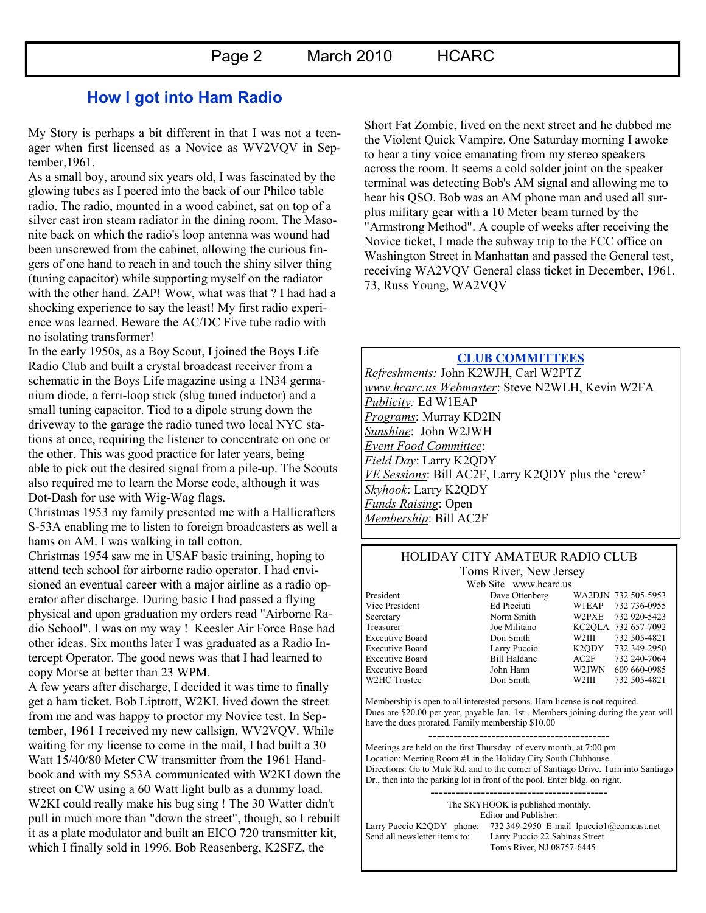## How I got into Ham Radio

My Story is perhaps a bit different in that I was not a teenager when first licensed as a Novice as WV2VQV in September,1961.

As a small boy, around six years old, I was fascinated by the glowing tubes as I peered into the back of our Philco table radio. The radio, mounted in a wood cabinet, sat on top of a silver cast iron steam radiator in the dining room. The Masonite back on which the radio's loop antenna was wound had been unscrewed from the cabinet, allowing the curious fingers of one hand to reach in and touch the shiny silver thing (tuning capacitor) while supporting myself on the radiator with the other hand. ZAP! Wow, what was that ? I had had a shocking experience to say the least! My first radio experience was learned. Beware the AC/DC Five tube radio with no isolating transformer!

In the early 1950s, as a Boy Scout, I joined the Boys Life Radio Club and built a crystal broadcast receiver from a schematic in the Boys Life magazine using a 1N34 germanium diode, a ferri-loop stick (slug tuned inductor) and a small tuning capacitor. Tied to a dipole strung down the driveway to the garage the radio tuned two local NYC stations at once, requiring the listener to concentrate on one or the other. This was good practice for later years, being able to pick out the desired signal from a pile-up. The Scouts also required me to learn the Morse code, although it was Dot-Dash for use with Wig-Wag flags.

Christmas 1953 my family presented me with a Hallicrafters S-53A enabling me to listen to foreign broadcasters as well a hams on AM. I was walking in tall cotton.

Christmas 1954 saw me in USAF basic training, hoping to attend tech school for airborne radio operator. I had envisioned an eventual career with a major airline as a radio operator after discharge. During basic I had passed a flying physical and upon graduation my orders read "Airborne Radio School". I was on my way ! Keesler Air Force Base had other ideas. Six months later I was graduated as a Radio Intercept Operator. The good news was that I had learned to copy Morse at better than 23 WPM.

A few years after discharge, I decided it was time to finally get a ham ticket. Bob Liptrott, W2KI, lived down the street from me and was happy to proctor my Novice test. In September, 1961 I received my new callsign, WV2VQV. While waiting for my license to come in the mail, I had built a 30 Watt 15/40/80 Meter CW transmitter from the 1961 Handbook and with my S53A communicated with W2KI down the street on CW using a 60 Watt light bulb as a dummy load. W2KI could really make his bug sing ! The 30 Watter didn't pull in much more than "down the street", though, so I rebuilt it as a plate modulator and built an EICO 720 transmitter kit, which I finally sold in 1996. Bob Reasenberg, K2SFZ, the Short Fat Zombie, lived on the next street and he dubbed me the Violent Quick Vampire. One Saturday morning I awoke to hear a tiny voice emanating from my stereo speakers across the room. It seems a cold solder joint on the speaker terminal was detecting Bob's AM signal and allowing me to hear his QSO. Bob was an AM phone man and used all surplus military gear with a 10 Meter beam turned by the "Armstrong Method". A couple of weeks after receiving the Novice ticket, I made the subway trip to the FCC office on Washington Street in Manhattan and passed the General test, receiving WA2VQV General class ticket in December, 1961.

73, Russ Young, WA2VQV

### CLUB COMMITTEES

*Refreshments:* John K2WJH, Carl W2PTZ
*www.hcarc.us Webmaster*: Steve N2WLH, Kevin W2FA
*Publicity:* Ed W1EAP
*Programs*: Murray KD2IN
*Sunshine*: John W2JWH
*Event Food Committee*:
*Field Day*: Larry K2QDY
*VE Sessions*: Bill AC2F, Larry K2QDY plus the 'crew'
*Skyhook*: Larry K2QDY
*Funds Raising*: Open
*Membership*: Bill AC2F

### HOLIDAY CITY AMATEUR RADIO CLUB

Toms River, New Jersey

Web Site www.hcarc.us

| | | | |
|---|---|---|---|
| President | Dave Ottenberg | WA2DJN | 732 505-5953 |
| Vice President | Ed Picciuti | W1EAP | 732 736-0955 |
| Secretary | Norm Smith | W2PXE | 732 920-5423 |
| Treasurer | Joe Militano | KC2QLA | 732 657-7092 |
| Executive Board | Don Smith | W2III | 732 505-4821 |
| Executive Board | Larry Puccio | K2QDY | 732 349-2950 |
| Executive Board | Bill Haldane | AC2F | 732 240-7064 |
| Executive Board | John Hann | W2JWN | 609 660-0985 |
| W2HC Trustee | Don Smith | W2III | 732 505-4821 |

Membership is open to all interested persons. Ham license is not required. Dues are $20.00 per year, payable Jan. 1st . Members joining during the year will have the dues prorated. Family membership $10.00

---

Meetings are held on the first Thursday of every month, at 7:00 pm.
Location: Meeting Room #1 in the Holiday City South Clubhouse.
Directions: Go to Mule Rd. and to the corner of Santiago Drive. Turn into Santiago Dr., then into the parking lot in front of the pool. Enter bldg. on right.

---

The SKYHOOK is published monthly.
Editor and Publisher:
Larry Puccio K2QDY phone: 732 349-2950 E-mail lpuccio1@comcast.net
Send all newsletter items to: Larry Puccio 22 Sabinas Street
Toms River, NJ 08757-6445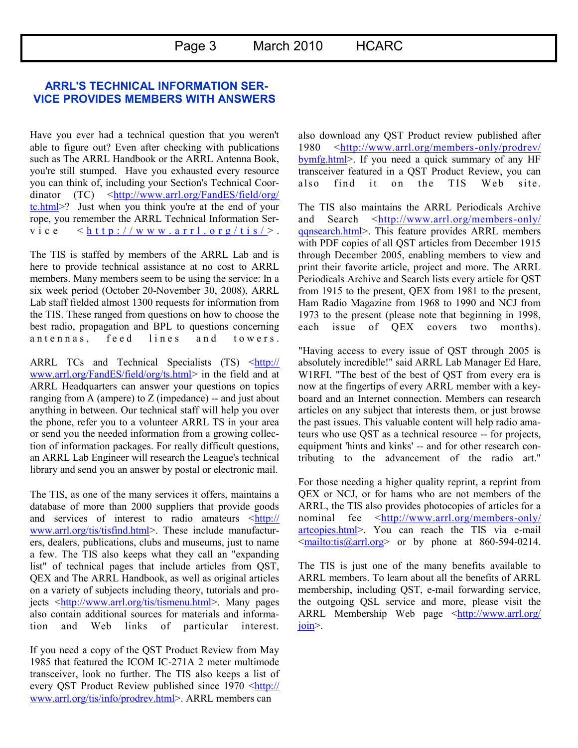## ARRL'S TECHNICAL INFORMATION SERVICE PROVIDES MEMBERS WITH ANSWERS

Have you ever had a technical question that you weren't able to figure out? Even after checking with publications such as The ARRL Handbook or the ARRL Antenna Book, you're still stumped. Have you exhausted every resource you can think of, including your Section's Technical Coordinator (TC) <http://www.arrl.org/FandES/field/org/tc.html>? Just when you think you're at the end of your rope, you remember the ARRL Technical Information Service <http://www.arrl.org/tis/>.

The TIS is staffed by members of the ARRL Lab and is here to provide technical assistance at no cost to ARRL members. Many members seem to be using the service: In a six week period (October 20-November 30, 2008), ARRL Lab staff fielded almost 1300 requests for information from the TIS. These ranged from questions on how to choose the best radio, propagation and BPL to questions concerning antennas, feed lines and towers.

ARRL TCs and Technical Specialists (TS) <http://www.arrl.org/FandES/field/org/ts.html> in the field and at ARRL Headquarters can answer your questions on topics ranging from A (ampere) to Z (impedance) -- and just about anything in between. Our technical staff will help you over the phone, refer you to a volunteer ARRL TS in your area or send you the needed information from a growing collection of information packages. For really difficult questions, an ARRL Lab Engineer will research the League's technical library and send you an answer by postal or electronic mail.

The TIS, as one of the many services it offers, maintains a database of more than 2000 suppliers that provide goods and services of interest to radio amateurs <http://www.arrl.org/tis/tisfind.html>. These include manufacturers, dealers, publications, clubs and museums, just to name a few. The TIS also keeps what they call an "expanding list" of technical pages that include articles from QST, QEX and The ARRL Handbook, as well as original articles on a variety of subjects including theory, tutorials and projects <http://www.arrl.org/tis/tismenu.html>. Many pages also contain additional sources for materials and information and Web links of particular interest.

If you need a copy of the QST Product Review from May 1985 that featured the ICOM IC-271A 2 meter multimode transceiver, look no further. The TIS also keeps a list of every QST Product Review published since 1970 <http://www.arrl.org/tis/info/prodrev.html>. ARRL members can also download any QST Product review published after 1980 <http://www.arrl.org/members-only/prodrev/bymfg.html>. If you need a quick summary of any HF transceiver featured in a QST Product Review, you can also find it on the TIS Web site.

The TIS also maintains the ARRL Periodicals Archive and Search <http://www.arrl.org/members-only/qqnsearch.html>. This feature provides ARRL members with PDF copies of all QST articles from December 1915 through December 2005, enabling members to view and print their favorite article, project and more. The ARRL Periodicals Archive and Search lists every article for QST from 1915 to the present, QEX from 1981 to the present, Ham Radio Magazine from 1968 to 1990 and NCJ from 1973 to the present (please note that beginning in 1998, each issue of QEX covers two months).

"Having access to every issue of QST through 2005 is absolutely incredible!" said ARRL Lab Manager Ed Hare, W1RFI. "The best of the best of QST from every era is now at the fingertips of every ARRL member with a keyboard and an Internet connection. Members can research articles on any subject that interests them, or just browse the past issues. This valuable content will help radio amateurs who use QST as a technical resource -- for projects, equipment 'hints and kinks' -- and for other research contributing to the advancement of the radio art."

For those needing a higher quality reprint, a reprint from QEX or NCJ, or for hams who are not members of the ARRL, the TIS also provides photocopies of articles for a nominal fee <http://www.arrl.org/members-only/artcopies.html>. You can reach the TIS via e-mail <mailto:tis@arrl.org> or by phone at 860-594-0214.

The TIS is just one of the many benefits available to ARRL members. To learn about all the benefits of ARRL membership, including QST, e-mail forwarding service, the outgoing QSL service and more, please visit the ARRL Membership Web page <http://www.arrl.org/join>.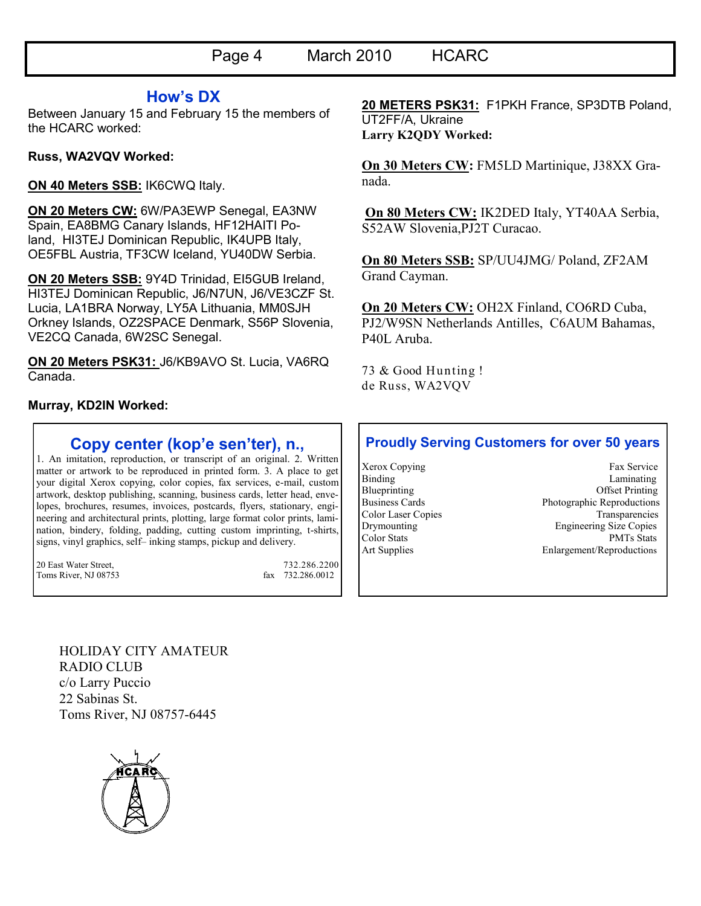## How's DX

Between January 15 and February 15 the members of the HCARC worked:

**Russ, WA2VQV Worked:**

**ON 40 Meters SSB:** IK6CWQ Italy.

**ON 20 Meters CW:** 6W/PA3EWP Senegal, EA3NW Spain, EA8BMG Canary Islands, HF12HAITI Poland, HI3TEJ Dominican Republic, IK4UPB Italy, OE5FBL Austria, TF3CW Iceland, YU40DW Serbia.

**ON 20 Meters SSB:** 9Y4D Trinidad, EI5GUB Ireland, HI3TEJ Dominican Republic, J6/N7UN, J6/VE3CZF St. Lucia, LA1BRA Norway, LY5A Lithuania, MM0SJH Orkney Islands, OZ2SPACE Denmark, S56P Slovenia, VE2CQ Canada, 6W2SC Senegal.

**ON 20 Meters PSK31:** J6/KB9AVO St. Lucia, VA6RQ Canada.

**Murray, KD2IN Worked:**

**20 METERS PSK31:** F1PKH France, SP3DTB Poland, UT2FF/A, Ukraine

**Larry K2QDY Worked:**

**On 30 Meters CW:** FM5LD Martinique, J38XX Granada.

**On 80 Meters CW:** IK2DED Italy, YT40AA Serbia, S52AW Slovenia,PJ2T Curacao.

**On 80 Meters SSB:** SP/UU4JMG/ Poland, ZF2AM Grand Cayman.

**On 20 Meters CW:** OH2X Finland, CO6RD Cuba, PJ2/W9SN Netherlands Antilles, C6AUM Bahamas, P40L Aruba.

73 & Good Hunting !
de Russ, WA2VQV

---

### Copy center (kop'e sen'ter), n.,

1. An imitation, reproduction, or transcript of an original. 2. Written matter or artwork to be reproduced in printed form. 3. A place to get your digital Xerox copying, color copies, fax services, e-mail, custom artwork, desktop publishing, scanning, business cards, letter head, envelopes, brochures, resumes, invoices, postcards, flyers, stationary, engineering and architectural prints, plotting, large format color prints, lamination, bindery, folding, padding, cutting custom imprinting, t-shirts, signs, vinyl graphics, self– inking stamps, pickup and delivery.

20 East Water Street,
Toms River, NJ 08753

732.286.2200
fax 732.286.0012

### Proudly Serving Customers for over 50 years

| | |
|---|---|
| Xerox Copying | Fax Service |
| Binding | Laminating |
| Blueprinting | Offset Printing |
| Business Cards | Photographic Reproductions |
| Color Laser Copies | Transparencies |
| Drymounting | Engineering Size Copies |
| Color Stats | PMTs Stats |
| Art Supplies | Enlargement/Reproductions |

---

HOLIDAY CITY AMATEUR RADIO CLUB
c/o Larry Puccio
22 Sabinas St.
Toms River, NJ 08757-6445

HCARC